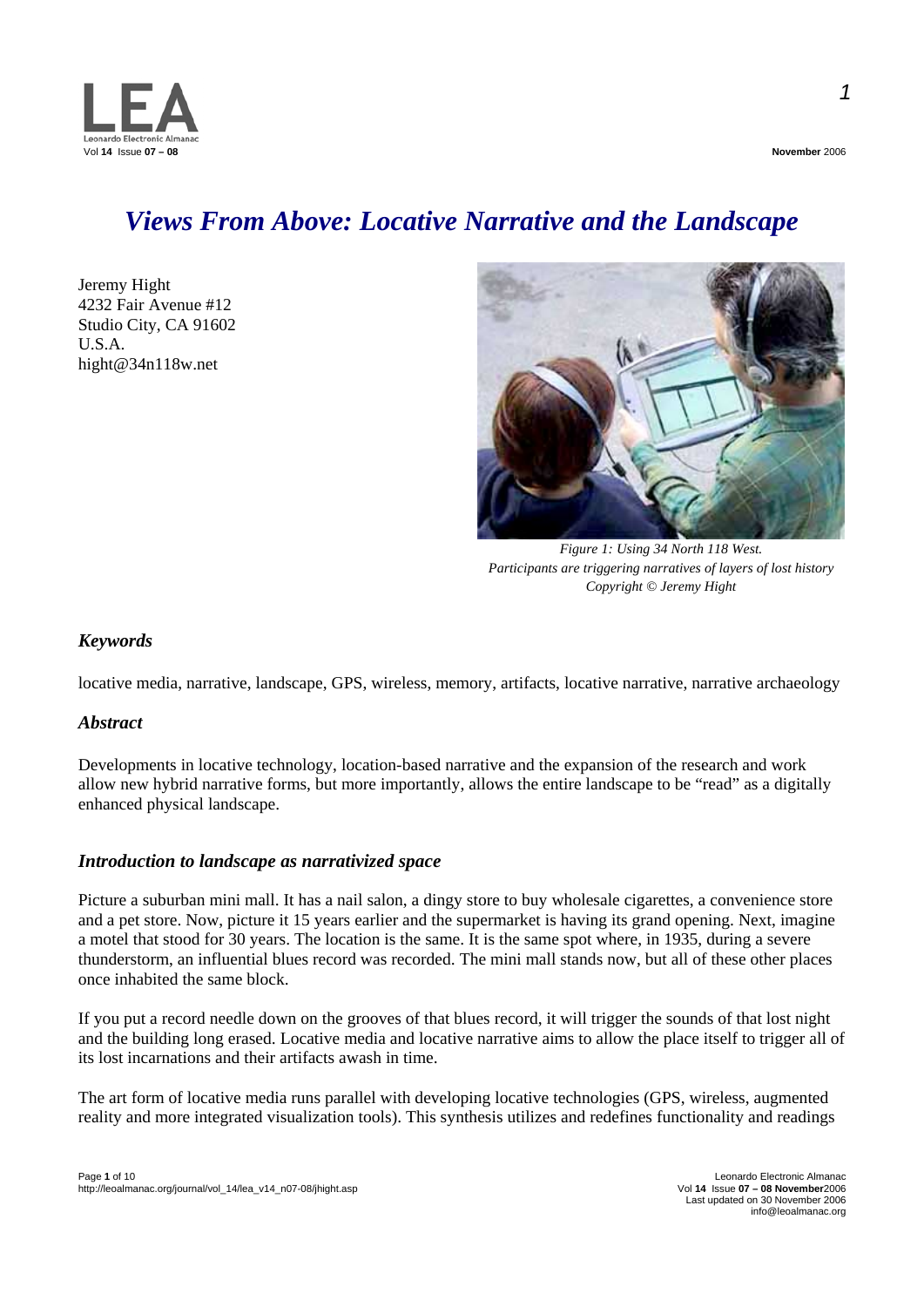# *Views From Above: Locative Narrative and the Landscape*

Jeremy Hight
4232 Fair Avenue #12
Studio City, CA 91602
U.S.A.
hight@34n118w.net

*Figure 1: Using 34 North 118 West.*
*Participants are triggering narratives of layers of lost history*
*Copyright © Jeremy Hight*

### *Keywords*

locative media, narrative, landscape, GPS, wireless, memory, artifacts, locative narrative, narrative archaeology

### *Abstract*

Developments in locative technology, location-based narrative and the expansion of the research and work allow new hybrid narrative forms, but more importantly, allows the entire landscape to be "read" as a digitally enhanced physical landscape.

### *Introduction to landscape as narrativized space*

Picture a suburban mini mall. It has a nail salon, a dingy store to buy wholesale cigarettes, a convenience store and a pet store. Now, picture it 15 years earlier and the supermarket is having its grand opening. Next, imagine a motel that stood for 30 years. The location is the same. It is the same spot where, in 1935, during a severe thunderstorm, an influential blues record was recorded. The mini mall stands now, but all of these other places once inhabited the same block.

If you put a record needle down on the grooves of that blues record, it will trigger the sounds of that lost night and the building long erased. Locative media and locative narrative aims to allow the place itself to trigger all of its lost incarnations and their artifacts awash in time.

The art form of locative media runs parallel with developing locative technologies (GPS, wireless, augmented reality and more integrated visualization tools). This synthesis utilizes and redefines functionality and readings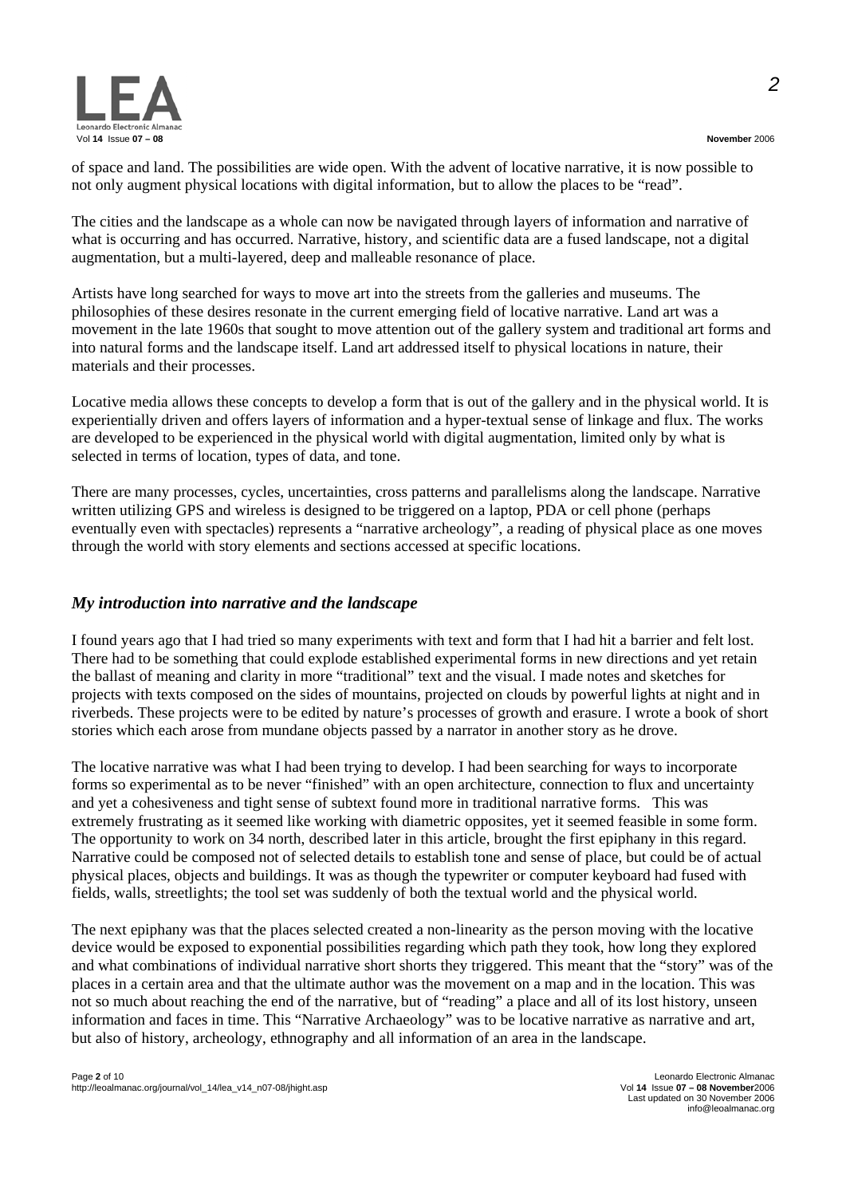of space and land. The possibilities are wide open. With the advent of locative narrative, it is now possible to not only augment physical locations with digital information, but to allow the places to be "read".

The cities and the landscape as a whole can now be navigated through layers of information and narrative of what is occurring and has occurred. Narrative, history, and scientific data are a fused landscape, not a digital augmentation, but a multi-layered, deep and malleable resonance of place.

Artists have long searched for ways to move art into the streets from the galleries and museums. The philosophies of these desires resonate in the current emerging field of locative narrative. Land art was a movement in the late 1960s that sought to move attention out of the gallery system and traditional art forms and into natural forms and the landscape itself. Land art addressed itself to physical locations in nature, their materials and their processes.

Locative media allows these concepts to develop a form that is out of the gallery and in the physical world. It is experientially driven and offers layers of information and a hyper-textual sense of linkage and flux. The works are developed to be experienced in the physical world with digital augmentation, limited only by what is selected in terms of location, types of data, and tone.

There are many processes, cycles, uncertainties, cross patterns and parallelisms along the landscape. Narrative written utilizing GPS and wireless is designed to be triggered on a laptop, PDA or cell phone (perhaps eventually even with spectacles) represents a "narrative archeology", a reading of physical place as one moves through the world with story elements and sections accessed at specific locations.

## *My introduction into narrative and the landscape*

I found years ago that I had tried so many experiments with text and form that I had hit a barrier and felt lost. There had to be something that could explode established experimental forms in new directions and yet retain the ballast of meaning and clarity in more "traditional" text and the visual. I made notes and sketches for projects with texts composed on the sides of mountains, projected on clouds by powerful lights at night and in riverbeds. These projects were to be edited by nature's processes of growth and erasure. I wrote a book of short stories which each arose from mundane objects passed by a narrator in another story as he drove.

The locative narrative was what I had been trying to develop. I had been searching for ways to incorporate forms so experimental as to be never "finished" with an open architecture, connection to flux and uncertainty and yet a cohesiveness and tight sense of subtext found more in traditional narrative forms. This was extremely frustrating as it seemed like working with diametric opposites, yet it seemed feasible in some form. The opportunity to work on 34 north, described later in this article, brought the first epiphany in this regard. Narrative could be composed not of selected details to establish tone and sense of place, but could be of actual physical places, objects and buildings. It was as though the typewriter or computer keyboard had fused with fields, walls, streetlights; the tool set was suddenly of both the textual world and the physical world.

The next epiphany was that the places selected created a non-linearity as the person moving with the locative device would be exposed to exponential possibilities regarding which path they took, how long they explored and what combinations of individual narrative short shorts they triggered. This meant that the "story" was of the places in a certain area and that the ultimate author was the movement on a map and in the location. This was not so much about reaching the end of the narrative, but of "reading" a place and all of its lost history, unseen information and faces in time. This "Narrative Archaeology" was to be locative narrative as narrative and art, but also of history, archeology, ethnography and all information of an area in the landscape.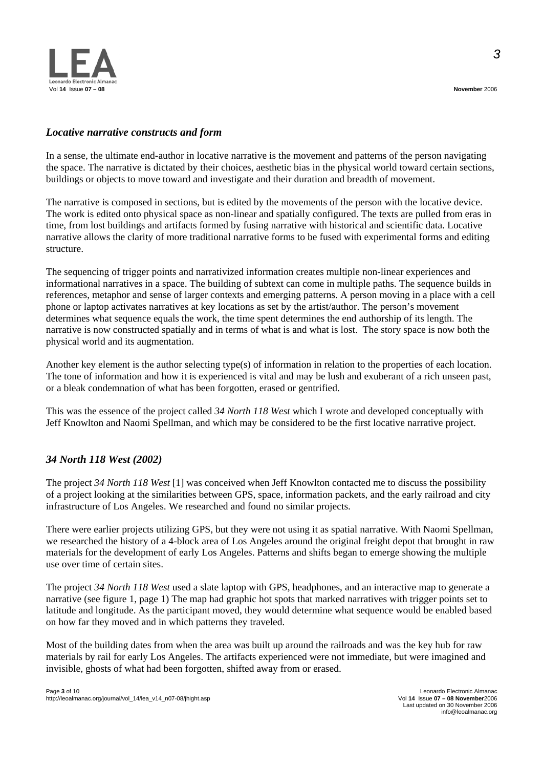## *Locative narrative constructs and form*

In a sense, the ultimate end-author in locative narrative is the movement and patterns of the person navigating the space. The narrative is dictated by their choices, aesthetic bias in the physical world toward certain sections, buildings or objects to move toward and investigate and their duration and breadth of movement.

The narrative is composed in sections, but is edited by the movements of the person with the locative device. The work is edited onto physical space as non-linear and spatially configured. The texts are pulled from eras in time, from lost buildings and artifacts formed by fusing narrative with historical and scientific data. Locative narrative allows the clarity of more traditional narrative forms to be fused with experimental forms and editing structure.

The sequencing of trigger points and narrativized information creates multiple non-linear experiences and informational narratives in a space. The building of subtext can come in multiple paths. The sequence builds in references, metaphor and sense of larger contexts and emerging patterns. A person moving in a place with a cell phone or laptop activates narratives at key locations as set by the artist/author. The person's movement determines what sequence equals the work, the time spent determines the end authorship of its length. The narrative is now constructed spatially and in terms of what is and what is lost. The story space is now both the physical world and its augmentation.

Another key element is the author selecting type(s) of information in relation to the properties of each location. The tone of information and how it is experienced is vital and may be lush and exuberant of a rich unseen past, or a bleak condemnation of what has been forgotten, erased or gentrified.

This was the essence of the project called *34 North 118 West* which I wrote and developed conceptually with Jeff Knowlton and Naomi Spellman, and which may be considered to be the first locative narrative project.

## *34 North 118 West (2002)*

The project *34 North 118 West* [1] was conceived when Jeff Knowlton contacted me to discuss the possibility of a project looking at the similarities between GPS, space, information packets, and the early railroad and city infrastructure of Los Angeles. We researched and found no similar projects.

There were earlier projects utilizing GPS, but they were not using it as spatial narrative. With Naomi Spellman, we researched the history of a 4-block area of Los Angeles around the original freight depot that brought in raw materials for the development of early Los Angeles. Patterns and shifts began to emerge showing the multiple use over time of certain sites.

The project *34 North 118 West* used a slate laptop with GPS, headphones, and an interactive map to generate a narrative (see figure 1, page 1) The map had graphic hot spots that marked narratives with trigger points set to latitude and longitude. As the participant moved, they would determine what sequence would be enabled based on how far they moved and in which patterns they traveled.

Most of the building dates from when the area was built up around the railroads and was the key hub for raw materials by rail for early Los Angeles. The artifacts experienced were not immediate, but were imagined and invisible, ghosts of what had been forgotten, shifted away from or erased.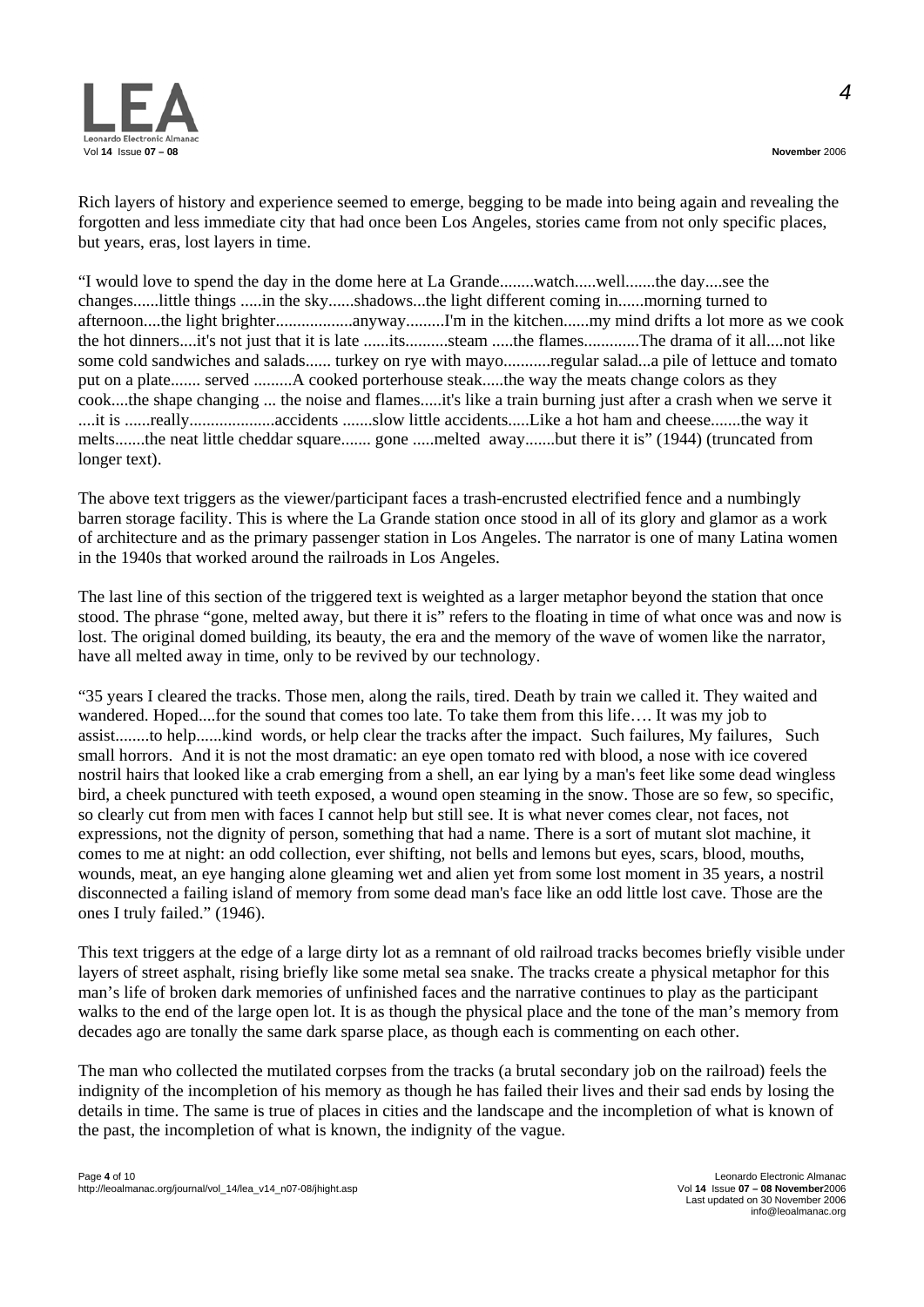Rich layers of history and experience seemed to emerge, begging to be made into being again and revealing the forgotten and less immediate city that had once been Los Angeles, stories came from not only specific places, but years, eras, lost layers in time.

"I would love to spend the day in the dome here at La Grande........watch.....well.......the day....see the changes......little things .....in the sky......shadows...the light different coming in......morning turned to afternoon....the light brighter..................anyway.........I'm in the kitchen......my mind drifts a lot more as we cook the hot dinners....it's not just that it is late ......its..........steam .....the flames............The drama of it all....not like some cold sandwiches and salads...... turkey on rye with mayo...........regular salad...a pile of lettuce and tomato put on a plate....... served .........A cooked porterhouse steak.....the way the meats change colors as they cook....the shape changing ... the noise and flames.....it's like a train burning just after a crash when we serve it ....it is ......really....................accidents .......slow little accidents.....Like a hot ham and cheese.......the way it melts.......the neat little cheddar square....... gone .....melted away.......but there it is" (1944) (truncated from longer text).

The above text triggers as the viewer/participant faces a trash-encrusted electrified fence and a numbingly barren storage facility. This is where the La Grande station once stood in all of its glory and glamor as a work of architecture and as the primary passenger station in Los Angeles. The narrator is one of many Latina women in the 1940s that worked around the railroads in Los Angeles.

The last line of this section of the triggered text is weighted as a larger metaphor beyond the station that once stood. The phrase "gone, melted away, but there it is" refers to the floating in time of what once was and now is lost. The original domed building, its beauty, the era and the memory of the wave of women like the narrator, have all melted away in time, only to be revived by our technology.

"35 years I cleared the tracks. Those men, along the rails, tired. Death by train we called it. They waited and wandered. Hoped....for the sound that comes too late. To take them from this life…. It was my job to assist........to help......kind words, or help clear the tracks after the impact. Such failures, My failures, Such small horrors. And it is not the most dramatic: an eye open tomato red with blood, a nose with ice covered nostril hairs that looked like a crab emerging from a shell, an ear lying by a man's feet like some dead wingless bird, a cheek punctured with teeth exposed, a wound open steaming in the snow. Those are so few, so specific, so clearly cut from men with faces I cannot help but still see. It is what never comes clear, not faces, not expressions, not the dignity of person, something that had a name. There is a sort of mutant slot machine, it comes to me at night: an odd collection, ever shifting, not bells and lemons but eyes, scars, blood, mouths, wounds, meat, an eye hanging alone gleaming wet and alien yet from some lost moment in 35 years, a nostril disconnected a failing island of memory from some dead man's face like an odd little lost cave. Those are the ones I truly failed." (1946).

This text triggers at the edge of a large dirty lot as a remnant of old railroad tracks becomes briefly visible under layers of street asphalt, rising briefly like some metal sea snake. The tracks create a physical metaphor for this man's life of broken dark memories of unfinished faces and the narrative continues to play as the participant walks to the end of the large open lot. It is as though the physical place and the tone of the man's memory from decades ago are tonally the same dark sparse place, as though each is commenting on each other.

The man who collected the mutilated corpses from the tracks (a brutal secondary job on the railroad) feels the indignity of the incompletion of his memory as though he has failed their lives and their sad ends by losing the details in time. The same is true of places in cities and the landscape and the incompletion of what is known of the past, the incompletion of what is known, the indignity of the vague.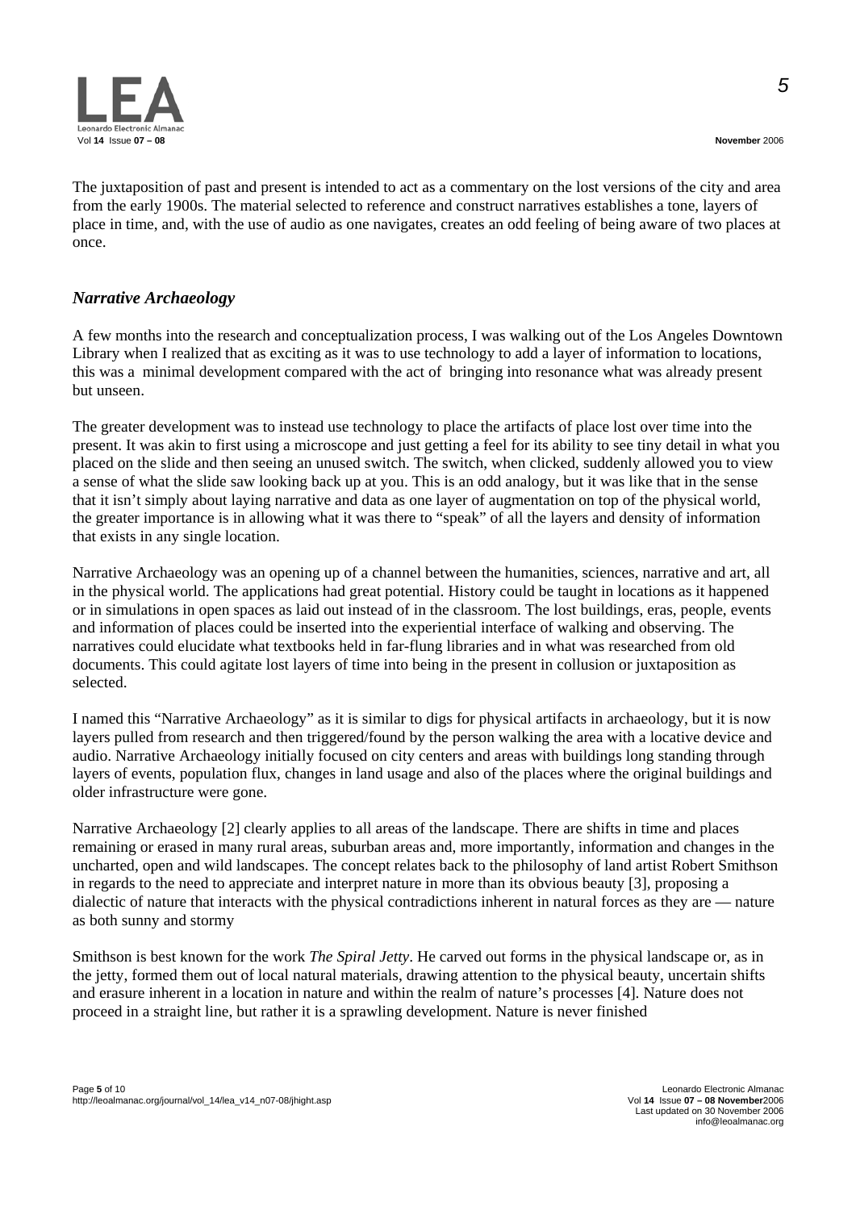The juxtaposition of past and present is intended to act as a commentary on the lost versions of the city and area from the early 1900s. The material selected to reference and construct narratives establishes a tone, layers of place in time, and, with the use of audio as one navigates, creates an odd feeling of being aware of two places at once.

## *Narrative Archaeology*

A few months into the research and conceptualization process, I was walking out of the Los Angeles Downtown Library when I realized that as exciting as it was to use technology to add a layer of information to locations, this was a minimal development compared with the act of bringing into resonance what was already present but unseen.

The greater development was to instead use technology to place the artifacts of place lost over time into the present. It was akin to first using a microscope and just getting a feel for its ability to see tiny detail in what you placed on the slide and then seeing an unused switch. The switch, when clicked, suddenly allowed you to view a sense of what the slide saw looking back up at you. This is an odd analogy, but it was like that in the sense that it isn't simply about laying narrative and data as one layer of augmentation on top of the physical world, the greater importance is in allowing what it was there to "speak" of all the layers and density of information that exists in any single location.

Narrative Archaeology was an opening up of a channel between the humanities, sciences, narrative and art, all in the physical world. The applications had great potential. History could be taught in locations as it happened or in simulations in open spaces as laid out instead of in the classroom. The lost buildings, eras, people, events and information of places could be inserted into the experiential interface of walking and observing. The narratives could elucidate what textbooks held in far-flung libraries and in what was researched from old documents. This could agitate lost layers of time into being in the present in collusion or juxtaposition as selected.

I named this "Narrative Archaeology" as it is similar to digs for physical artifacts in archaeology, but it is now layers pulled from research and then triggered/found by the person walking the area with a locative device and audio. Narrative Archaeology initially focused on city centers and areas with buildings long standing through layers of events, population flux, changes in land usage and also of the places where the original buildings and older infrastructure were gone.

Narrative Archaeology [2] clearly applies to all areas of the landscape. There are shifts in time and places remaining or erased in many rural areas, suburban areas and, more importantly, information and changes in the uncharted, open and wild landscapes. The concept relates back to the philosophy of land artist Robert Smithson in regards to the need to appreciate and interpret nature in more than its obvious beauty [3], proposing a dialectic of nature that interacts with the physical contradictions inherent in natural forces as they are — nature as both sunny and stormy

Smithson is best known for the work *The Spiral Jetty*. He carved out forms in the physical landscape or, as in the jetty, formed them out of local natural materials, drawing attention to the physical beauty, uncertain shifts and erasure inherent in a location in nature and within the realm of nature's processes [4]. Nature does not proceed in a straight line, but rather it is a sprawling development. Nature is never finished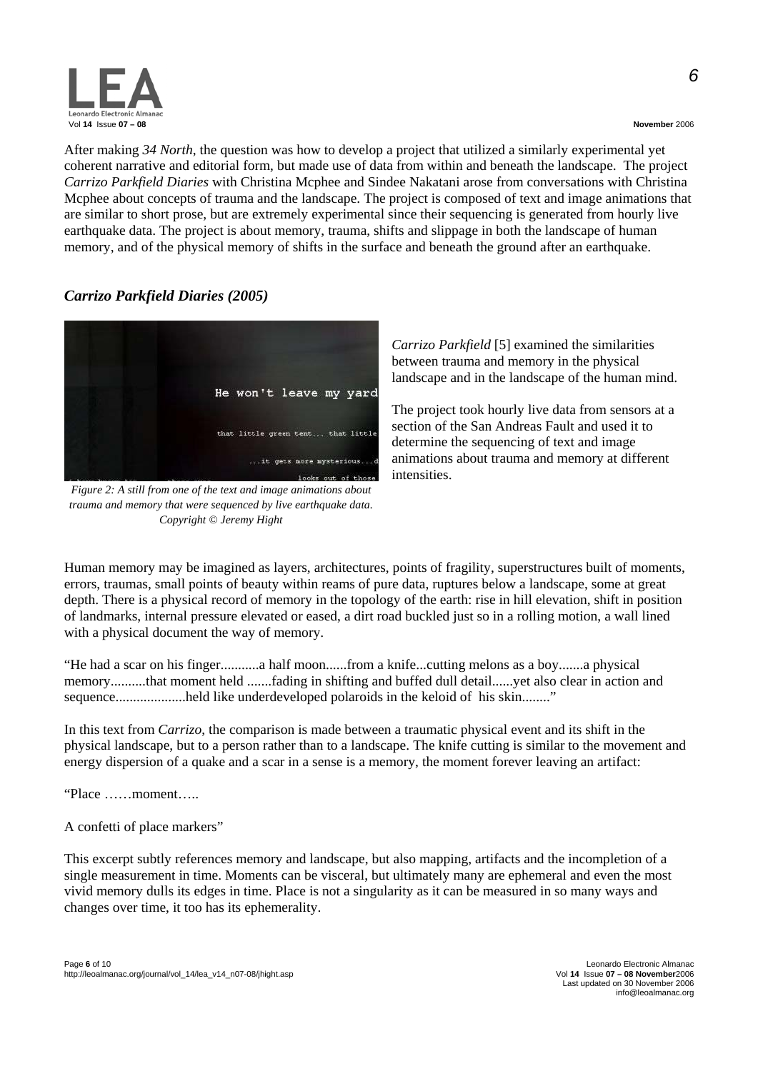After making *34 North*, the question was how to develop a project that utilized a similarly experimental yet coherent narrative and editorial form, but made use of data from within and beneath the landscape. The project *Carrizo Parkfield Diaries* with Christina Mcphee and Sindee Nakatani arose from conversations with Christina Mcphee about concepts of trauma and the landscape. The project is composed of text and image animations that are similar to short prose, but are extremely experimental since their sequencing is generated from hourly live earthquake data. The project is about memory, trauma, shifts and slippage in both the landscape of human memory, and of the physical memory of shifts in the surface and beneath the ground after an earthquake.

### *Carrizo Parkfield Diaries (2005)*

*Figure 2: A still from one of the text and image animations about trauma and memory that were sequenced by live earthquake data. Copyright © Jeremy Hight*

*Carrizo Parkfield* [5] examined the similarities between trauma and memory in the physical landscape and in the landscape of the human mind.

The project took hourly live data from sensors at a section of the San Andreas Fault and used it to determine the sequencing of text and image animations about trauma and memory at different intensities.

Human memory may be imagined as layers, architectures, points of fragility, superstructures built of moments, errors, traumas, small points of beauty within reams of pure data, ruptures below a landscape, some at great depth. There is a physical record of memory in the topology of the earth: rise in hill elevation, shift in position of landmarks, internal pressure elevated or eased, a dirt road buckled just so in a rolling motion, a wall lined with a physical document the way of memory.

"He had a scar on his finger...........a half moon......from a knife...cutting melons as a boy.......a physical memory..........that moment held .......fading in shifting and buffed dull detail......yet also clear in action and sequence....................held like underdeveloped polaroids in the keloid of his skin........"

In this text from *Carrizo*, the comparison is made between a traumatic physical event and its shift in the physical landscape, but to a person rather than to a landscape. The knife cutting is similar to the movement and energy dispersion of a quake and a scar in a sense is a memory, the moment forever leaving an artifact:

"Place ……moment…..

A confetti of place markers"

This excerpt subtly references memory and landscape, but also mapping, artifacts and the incompletion of a single measurement in time. Moments can be visceral, but ultimately many are ephemeral and even the most vivid memory dulls its edges in time. Place is not a singularity as it can be measured in so many ways and changes over time, it too has its ephemerality.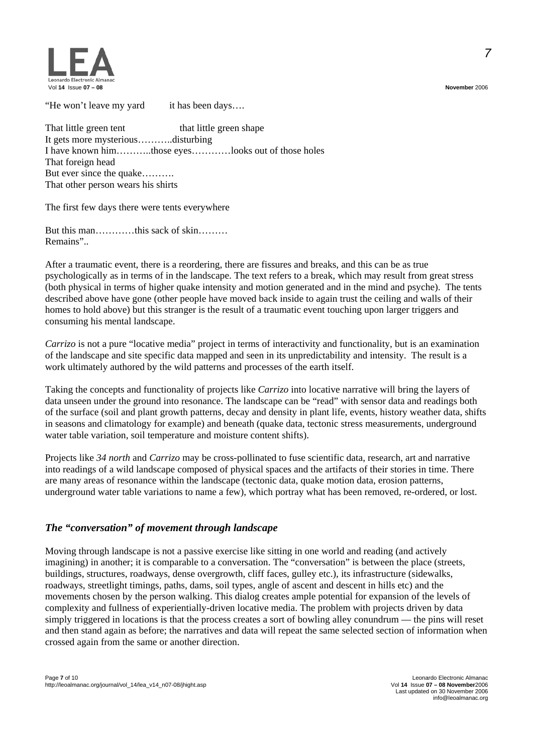"He won't leave my yard it has been days….

That little green tent that little green shape
It gets more mysterious………..disturbing
I have known him………..those eyes…………looks out of those holes
That foreign head
But ever since the quake……….
That other person wears his shirts

The first few days there were tents everywhere

But this man…………this sack of skin………
Remains"..

After a traumatic event, there is a reordering, there are fissures and breaks, and this can be as true psychologically as in terms of in the landscape. The text refers to a break, which may result from great stress (both physical in terms of higher quake intensity and motion generated and in the mind and psyche). The tents described above have gone (other people have moved back inside to again trust the ceiling and walls of their homes to hold above) but this stranger is the result of a traumatic event touching upon larger triggers and consuming his mental landscape.

*Carrizo* is not a pure "locative media" project in terms of interactivity and functionality, but is an examination of the landscape and site specific data mapped and seen in its unpredictability and intensity. The result is a work ultimately authored by the wild patterns and processes of the earth itself.

Taking the concepts and functionality of projects like *Carrizo* into locative narrative will bring the layers of data unseen under the ground into resonance. The landscape can be "read" with sensor data and readings both of the surface (soil and plant growth patterns, decay and density in plant life, events, history weather data, shifts in seasons and climatology for example) and beneath (quake data, tectonic stress measurements, underground water table variation, soil temperature and moisture content shifts).

Projects like *34 north* and *Carrizo* may be cross-pollinated to fuse scientific data, research, art and narrative into readings of a wild landscape composed of physical spaces and the artifacts of their stories in time. There are many areas of resonance within the landscape (tectonic data, quake motion data, erosion patterns, underground water table variations to name a few), which portray what has been removed, re-ordered, or lost.

## *The "conversation" of movement through landscape*

Moving through landscape is not a passive exercise like sitting in one world and reading (and actively imagining) in another; it is comparable to a conversation. The "conversation" is between the place (streets, buildings, structures, roadways, dense overgrowth, cliff faces, gulley etc.), its infrastructure (sidewalks, roadways, streetlight timings, paths, dams, soil types, angle of ascent and descent in hills etc) and the movements chosen by the person walking. This dialog creates ample potential for expansion of the levels of complexity and fullness of experientially-driven locative media. The problem with projects driven by data simply triggered in locations is that the process creates a sort of bowling alley conundrum — the pins will reset and then stand again as before; the narratives and data will repeat the same selected section of information when crossed again from the same or another direction.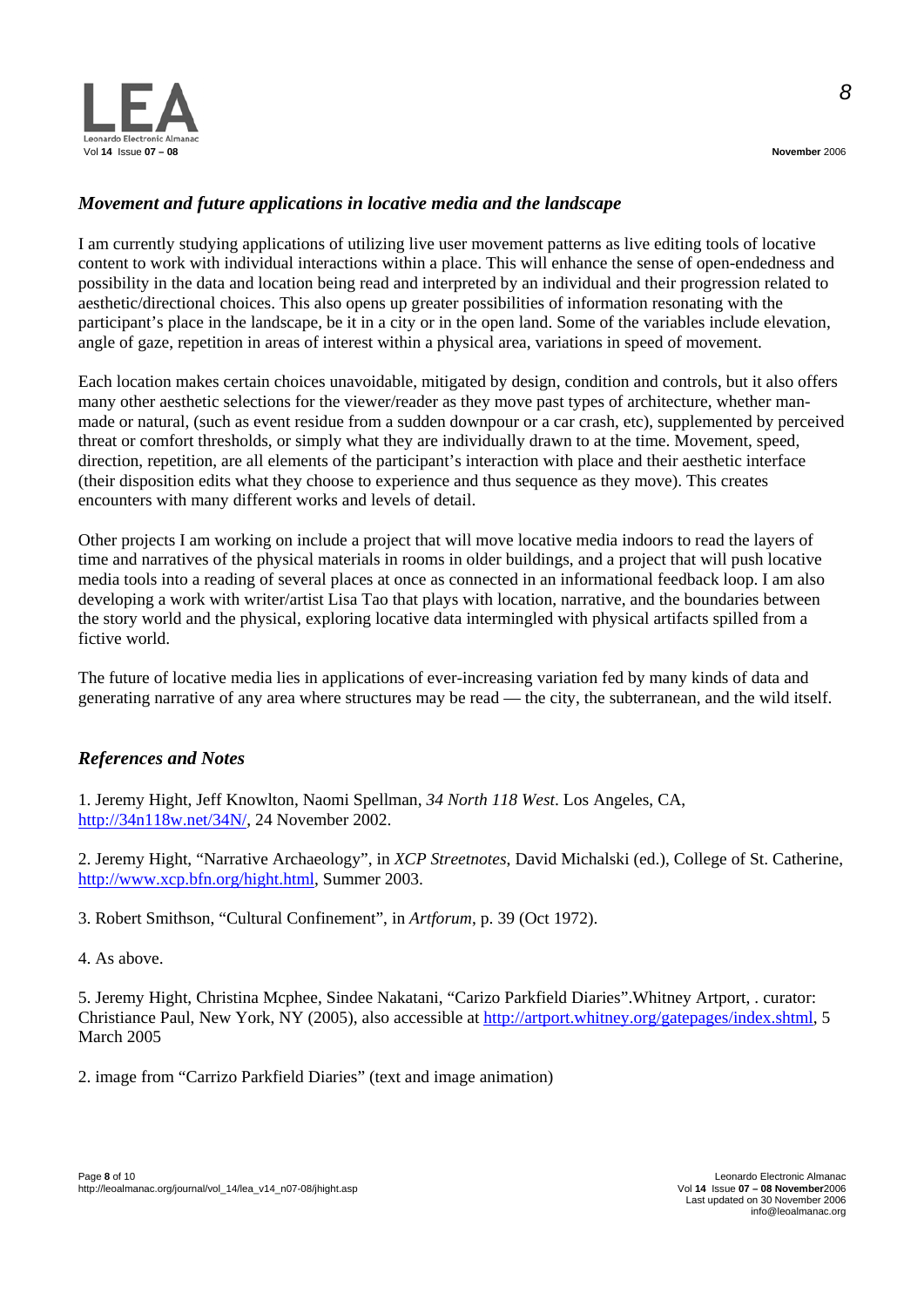## *Movement and future applications in locative media and the landscape*

I am currently studying applications of utilizing live user movement patterns as live editing tools of locative content to work with individual interactions within a place. This will enhance the sense of open-endedness and possibility in the data and location being read and interpreted by an individual and their progression related to aesthetic/directional choices. This also opens up greater possibilities of information resonating with the participant's place in the landscape, be it in a city or in the open land. Some of the variables include elevation, angle of gaze, repetition in areas of interest within a physical area, variations in speed of movement.

Each location makes certain choices unavoidable, mitigated by design, condition and controls, but it also offers many other aesthetic selections for the viewer/reader as they move past types of architecture, whether man-made or natural, (such as event residue from a sudden downpour or a car crash, etc), supplemented by perceived threat or comfort thresholds, or simply what they are individually drawn to at the time. Movement, speed, direction, repetition, are all elements of the participant's interaction with place and their aesthetic interface (their disposition edits what they choose to experience and thus sequence as they move). This creates encounters with many different works and levels of detail.

Other projects I am working on include a project that will move locative media indoors to read the layers of time and narratives of the physical materials in rooms in older buildings, and a project that will push locative media tools into a reading of several places at once as connected in an informational feedback loop. I am also developing a work with writer/artist Lisa Tao that plays with location, narrative, and the boundaries between the story world and the physical, exploring locative data intermingled with physical artifacts spilled from a fictive world.

The future of locative media lies in applications of ever-increasing variation fed by many kinds of data and generating narrative of any area where structures may be read — the city, the subterranean, and the wild itself.

## *References and Notes*

1. Jeremy Hight, Jeff Knowlton, Naomi Spellman, *34 North 118 West*. Los Angeles, CA, http://34n118w.net/34N/, 24 November 2002.

2. Jeremy Hight, "Narrative Archaeology", in *XCP Streetnotes*, David Michalski (ed.), College of St. Catherine, http://www.xcp.bfn.org/hight.html, Summer 2003.

3. Robert Smithson, "Cultural Confinement", in *Artforum*, p. 39 (Oct 1972).

4. As above.

5. Jeremy Hight, Christina Mcphee, Sindee Nakatani, "Carizo Parkfield Diaries".Whitney Artport, . curator: Christiance Paul, New York, NY (2005), also accessible at http://artport.whitney.org/gatepages/index.shtml, 5 March 2005

2. image from "Carrizo Parkfield Diaries" (text and image animation)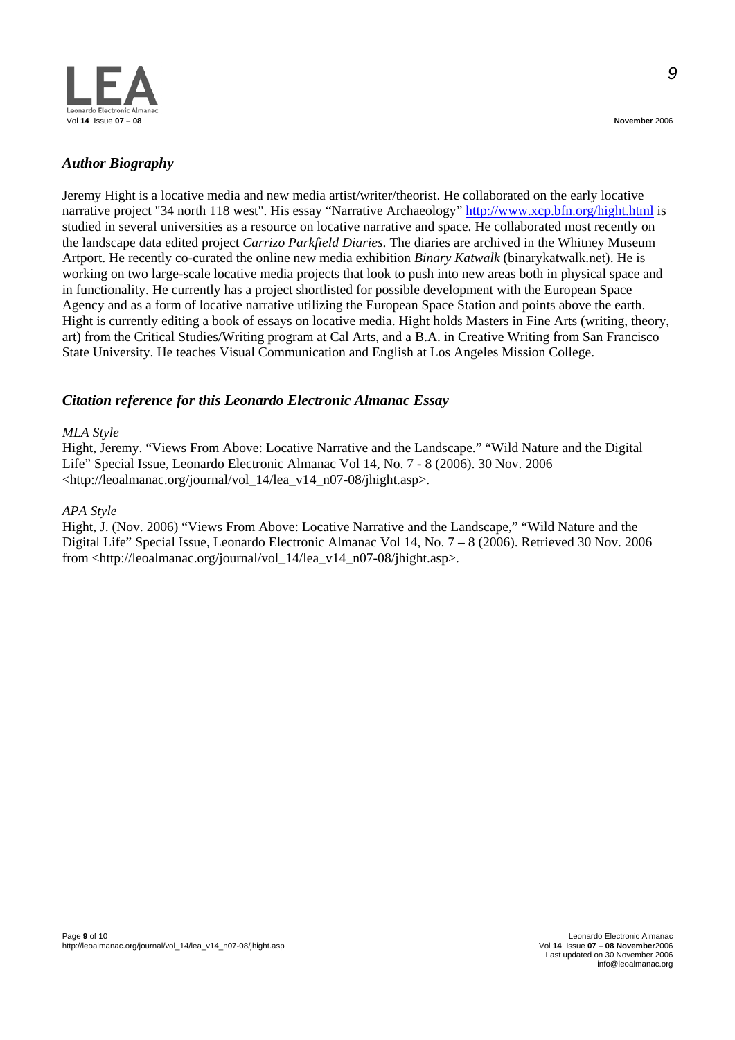## *Author Biography*

Jeremy Hight is a locative media and new media artist/writer/theorist. He collaborated on the early locative narrative project "34 north 118 west". His essay "Narrative Archaeology" http://www.xcp.bfn.org/hight.html is studied in several universities as a resource on locative narrative and space. He collaborated most recently on the landscape data edited project *Carrizo Parkfield Diaries*. The diaries are archived in the Whitney Museum Artport. He recently co-curated the online new media exhibition *Binary Katwalk* (binarykatwalk.net). He is working on two large-scale locative media projects that look to push into new areas both in physical space and in functionality. He currently has a project shortlisted for possible development with the European Space Agency and as a form of locative narrative utilizing the European Space Station and points above the earth. Hight is currently editing a book of essays on locative media. Hight holds Masters in Fine Arts (writing, theory, art) from the Critical Studies/Writing program at Cal Arts, and a B.A. in Creative Writing from San Francisco State University. He teaches Visual Communication and English at Los Angeles Mission College.

## *Citation reference for this Leonardo Electronic Almanac Essay*

*MLA Style*

Hight, Jeremy. "Views From Above: Locative Narrative and the Landscape." "Wild Nature and the Digital Life" Special Issue, Leonardo Electronic Almanac Vol 14, No. 7 - 8 (2006). 30 Nov. 2006 <http://leoalmanac.org/journal/vol_14/lea_v14_n07-08/jhight.asp>.

*APA Style*

Hight, J. (Nov. 2006) "Views From Above: Locative Narrative and the Landscape," "Wild Nature and the Digital Life" Special Issue, Leonardo Electronic Almanac Vol 14, No. 7 – 8 (2006). Retrieved 30 Nov. 2006 from <http://leoalmanac.org/journal/vol_14/lea_v14_n07-08/jhight.asp>.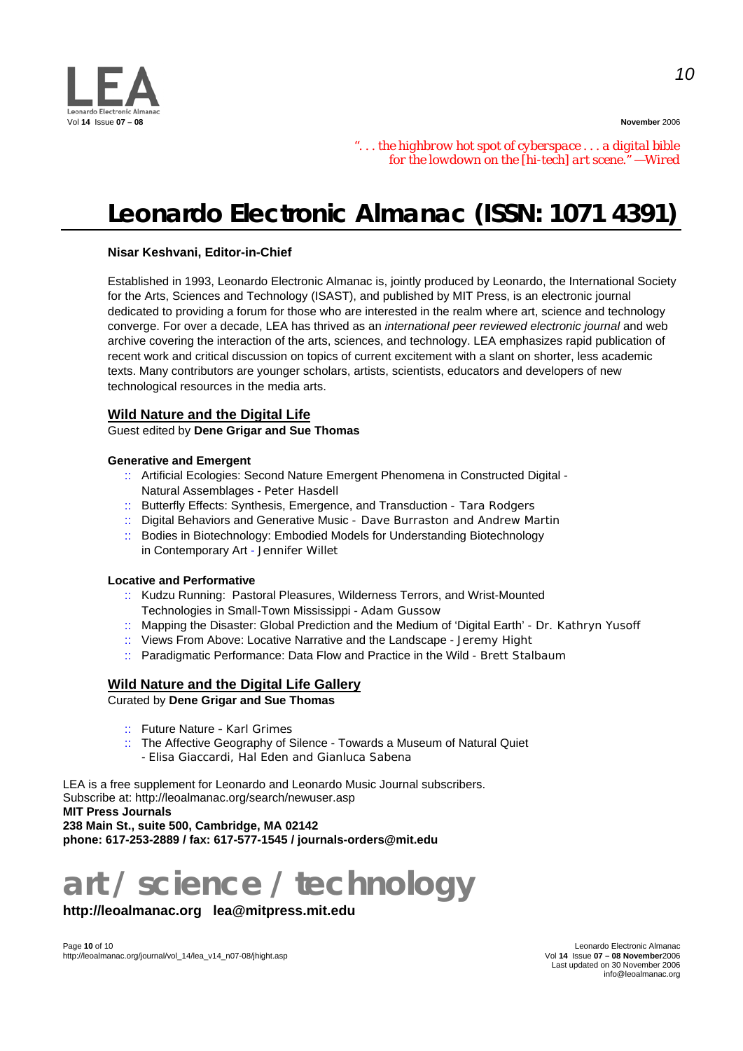*". . . the highbrow hot spot of cyberspace . . . a digital bible for the lowdown on the [hi-tech] art scene." —Wired*

# Leonardo Electronic Almanac (ISSN: 1071 4391)

**Nisar Keshvani, Editor-in-Chief**

Established in 1993, Leonardo Electronic Almanac is, jointly produced by Leonardo, the International Society for the Arts, Sciences and Technology (ISAST), and published by MIT Press, is an electronic journal dedicated to providing a forum for those who are interested in the realm where art, science and technology converge. For over a decade, LEA has thrived as an *international peer reviewed electronic journal* and web archive covering the interaction of the arts, sciences, and technology. LEA emphasizes rapid publication of recent work and critical discussion on topics of current excitement with a slant on shorter, less academic texts. Many contributors are younger scholars, artists, scientists, educators and developers of new technological resources in the media arts.

## Wild Nature and the Digital Life

Guest edited by **Dene Grigar and Sue Thomas**

### Generative and Emergent

- Artificial Ecologies: Second Nature Emergent Phenomena in Constructed Digital - Natural Assemblages - Peter Hasdell
- Butterfly Effects: Synthesis, Emergence, and Transduction - Tara Rodgers
- Digital Behaviors and Generative Music - Dave Burraston and Andrew Martin
- Bodies in Biotechnology: Embodied Models for Understanding Biotechnology in Contemporary Art - Jennifer Willet

### Locative and Performative

- Kudzu Running: Pastoral Pleasures, Wilderness Terrors, and Wrist-Mounted Technologies in Small-Town Mississippi - Adam Gussow
- Mapping the Disaster: Global Prediction and the Medium of 'Digital Earth' - Dr. Kathryn Yusoff
- Views From Above: Locative Narrative and the Landscape - Jeremy Hight
- Paradigmatic Performance: Data Flow and Practice in the Wild - Brett Stalbaum

## Wild Nature and the Digital Life Gallery

Curated by **Dene Grigar and Sue Thomas**

- Future Nature - Karl Grimes
- The Affective Geography of Silence - Towards a Museum of Natural Quiet - Elisa Giaccardi, Hal Eden and Gianluca Sabena

LEA is a free supplement for Leonardo and Leonardo Music Journal subscribers.
Subscribe at: http://leoalmanac.org/search/newuser.asp
**MIT Press Journals**
**238 Main St., suite 500, Cambridge, MA 02142**
**phone: 617-253-2889 / fax: 617-577-1545 / journals-orders@mit.edu**

# art / science / technology

**http://leoalmanac.org lea@mitpress.mit.edu**